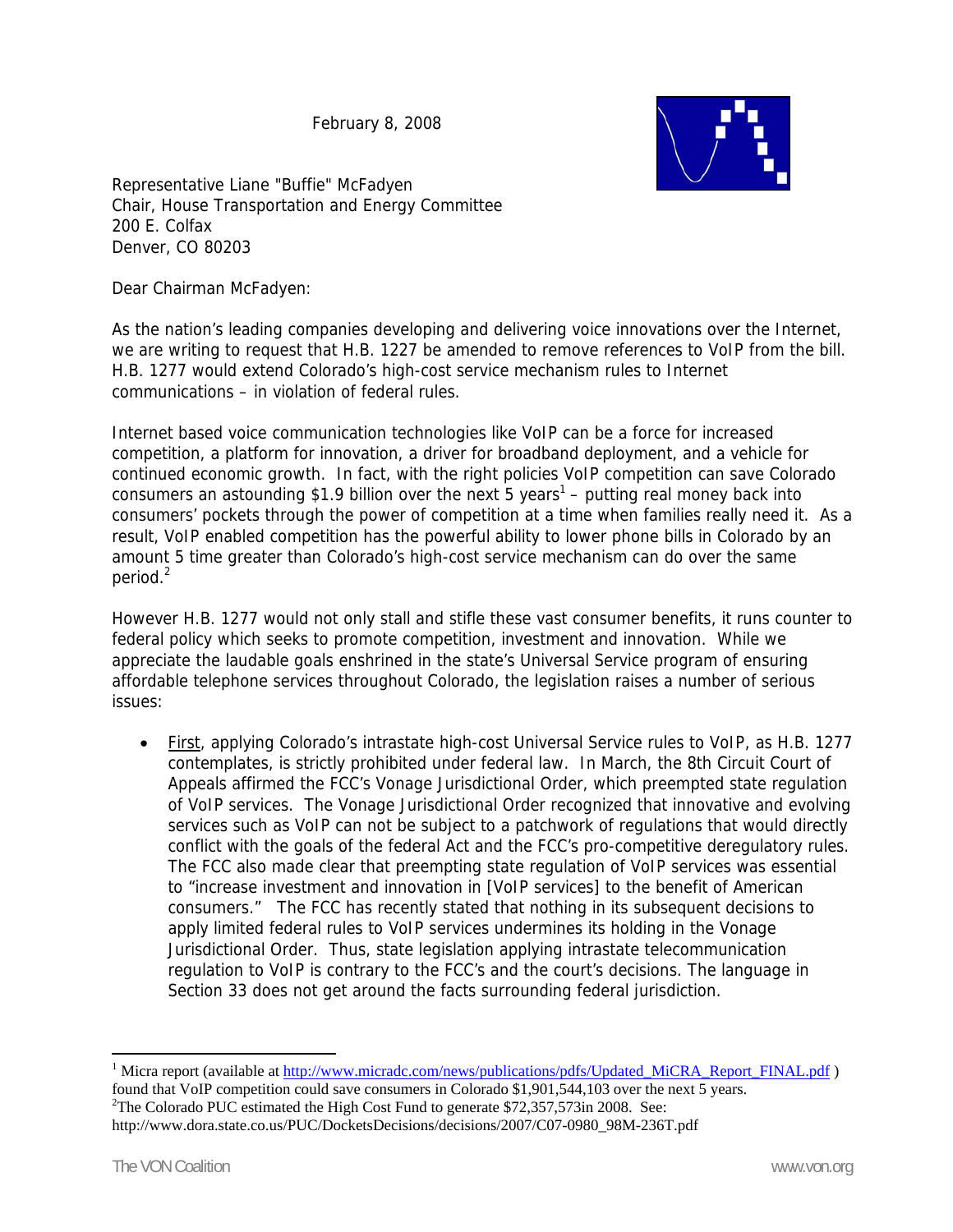February 8, 2008

Representative Liane "Buffie" McFadyen
Chair, House Transportation and Energy Committee
200 E. Colfax
Denver, CO 80203

Dear Chairman McFadyen:

As the nation's leading companies developing and delivering voice innovations over the Internet, we are writing to request that H.B. 1227 be amended to remove references to VoIP from the bill. H.B. 1277 would extend Colorado's high-cost service mechanism rules to Internet communications – in violation of federal rules.

Internet based voice communication technologies like VoIP can be a force for increased competition, a platform for innovation, a driver for broadband deployment, and a vehicle for continued economic growth. In fact, with the right policies VoIP competition can save Colorado consumers an astounding $1.9 billion over the next 5 years[1] – putting real money back into consumers' pockets through the power of competition at a time when families really need it. As a result, VoIP enabled competition has the powerful ability to lower phone bills in Colorado by an amount 5 time greater than Colorado's high-cost service mechanism can do over the same period.[2]

However H.B. 1277 would not only stall and stifle these vast consumer benefits, it runs counter to federal policy which seeks to promote competition, investment and innovation. While we appreciate the laudable goals enshrined in the state's Universal Service program of ensuring affordable telephone services throughout Colorado, the legislation raises a number of serious issues:

- First, applying Colorado's intrastate high-cost Universal Service rules to VoIP, as H.B. 1277 contemplates, is strictly prohibited under federal law. In March, the 8th Circuit Court of Appeals affirmed the FCC's Vonage Jurisdictional Order, which preempted state regulation of VoIP services. The Vonage Jurisdictional Order recognized that innovative and evolving services such as VoIP can not be subject to a patchwork of regulations that would directly conflict with the goals of the federal Act and the FCC's pro-competitive deregulatory rules. The FCC also made clear that preempting state regulation of VoIP services was essential to "increase investment and innovation in [VoIP services] to the benefit of American consumers." The FCC has recently stated that nothing in its subsequent decisions to apply limited federal rules to VoIP services undermines its holding in the Vonage Jurisdictional Order. Thus, state legislation applying intrastate telecommunication regulation to VoIP is contrary to the FCC's and the court's decisions. The language in Section 33 does not get around the facts surrounding federal jurisdiction.

---

[1] Micra report (available at http://www.micradc.com/news/publications/pdfs/Updated_MiCRA_Report_FINAL.pdf ) found that VoIP competition could save consumers in Colorado $1,901,544,103 over the next 5 years.

[2] The Colorado PUC estimated the High Cost Fund to generate $72,357,573in 2008. See: http://www.dora.state.co.us/PUC/DocketsDecisions/decisions/2007/C07-0980_98M-236T.pdf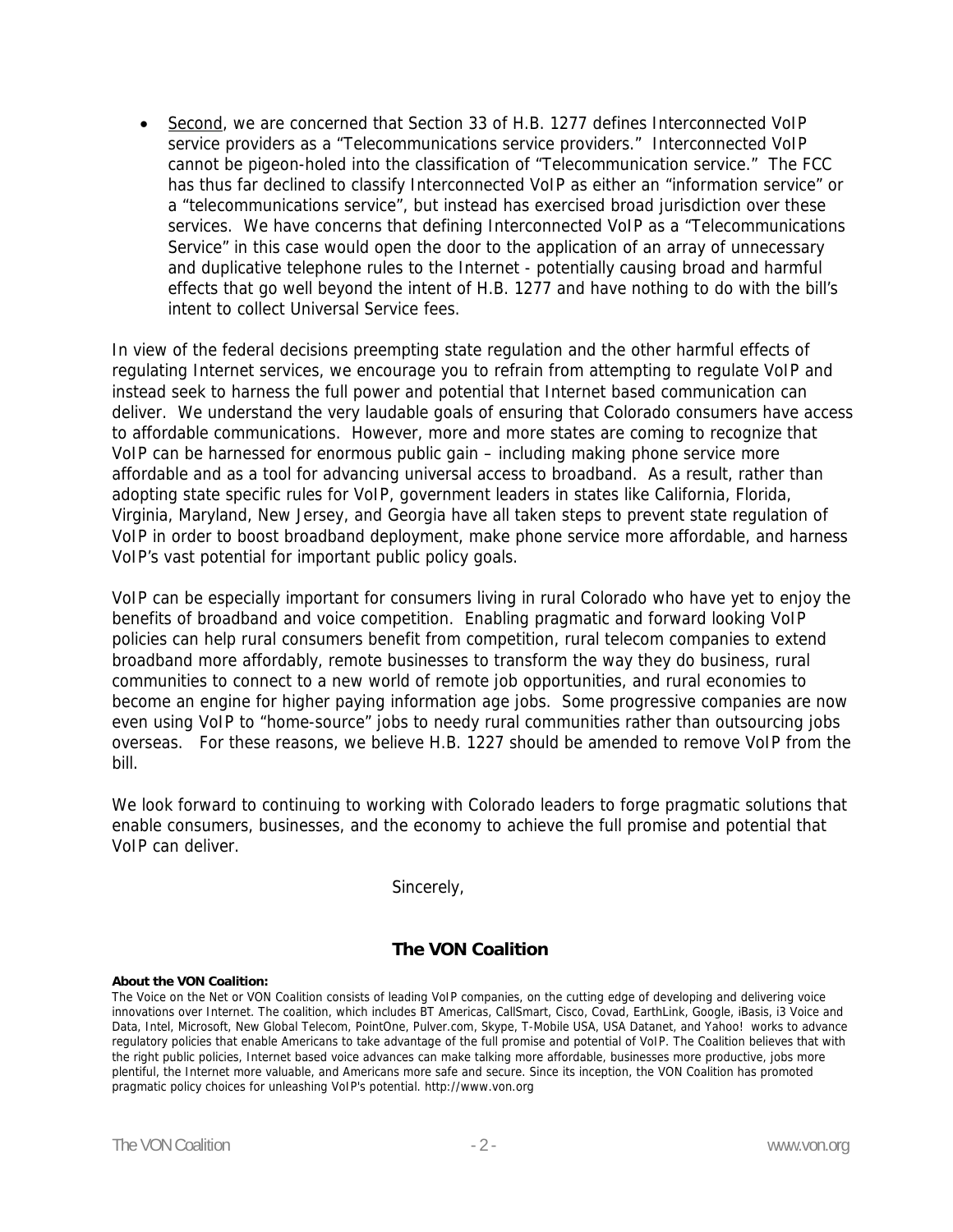- Second, we are concerned that Section 33 of H.B. 1277 defines Interconnected VoIP service providers as a "Telecommunications service providers." Interconnected VoIP cannot be pigeon-holed into the classification of "Telecommunication service." The FCC has thus far declined to classify Interconnected VoIP as either an "information service" or a "telecommunications service", but instead has exercised broad jurisdiction over these services. We have concerns that defining Interconnected VoIP as a "Telecommunications Service" in this case would open the door to the application of an array of unnecessary and duplicative telephone rules to the Internet - potentially causing broad and harmful effects that go well beyond the intent of H.B. 1277 and have nothing to do with the bill's intent to collect Universal Service fees.

In view of the federal decisions preempting state regulation and the other harmful effects of regulating Internet services, we encourage you to refrain from attempting to regulate VoIP and instead seek to harness the full power and potential that Internet based communication can deliver. We understand the very laudable goals of ensuring that Colorado consumers have access to affordable communications. However, more and more states are coming to recognize that VoIP can be harnessed for enormous public gain – including making phone service more affordable and as a tool for advancing universal access to broadband. As a result, rather than adopting state specific rules for VoIP, government leaders in states like California, Florida, Virginia, Maryland, New Jersey, and Georgia have all taken steps to prevent state regulation of VoIP in order to boost broadband deployment, make phone service more affordable, and harness VoIP's vast potential for important public policy goals.

VoIP can be especially important for consumers living in rural Colorado who have yet to enjoy the benefits of broadband and voice competition. Enabling pragmatic and forward looking VoIP policies can help rural consumers benefit from competition, rural telecom companies to extend broadband more affordably, remote businesses to transform the way they do business, rural communities to connect to a new world of remote job opportunities, and rural economies to become an engine for higher paying information age jobs. Some progressive companies are now even using VoIP to "home-source" jobs to needy rural communities rather than outsourcing jobs overseas. For these reasons, we believe H.B. 1227 should be amended to remove VoIP from the bill.

We look forward to continuing to working with Colorado leaders to forge pragmatic solutions that enable consumers, businesses, and the economy to achieve the full promise and potential that VoIP can deliver.

Sincerely,

**The VON Coalition**

**About the VON Coalition:**
The Voice on the Net or VON Coalition consists of leading VoIP companies, on the cutting edge of developing and delivering voice innovations over Internet. The coalition, which includes BT Americas, CallSmart, Cisco, Covad, EarthLink, Google, iBasis, i3 Voice and Data, Intel, Microsoft, New Global Telecom, PointOne, Pulver.com, Skype, T-Mobile USA, USA Datanet, and Yahoo! works to advance regulatory policies that enable Americans to take advantage of the full promise and potential of VoIP. The Coalition believes that with the right public policies, Internet based voice advances can make talking more affordable, businesses more productive, jobs more plentiful, the Internet more valuable, and Americans more safe and secure. Since its inception, the VON Coalition has promoted pragmatic policy choices for unleashing VoIP's potential. http://www.von.org